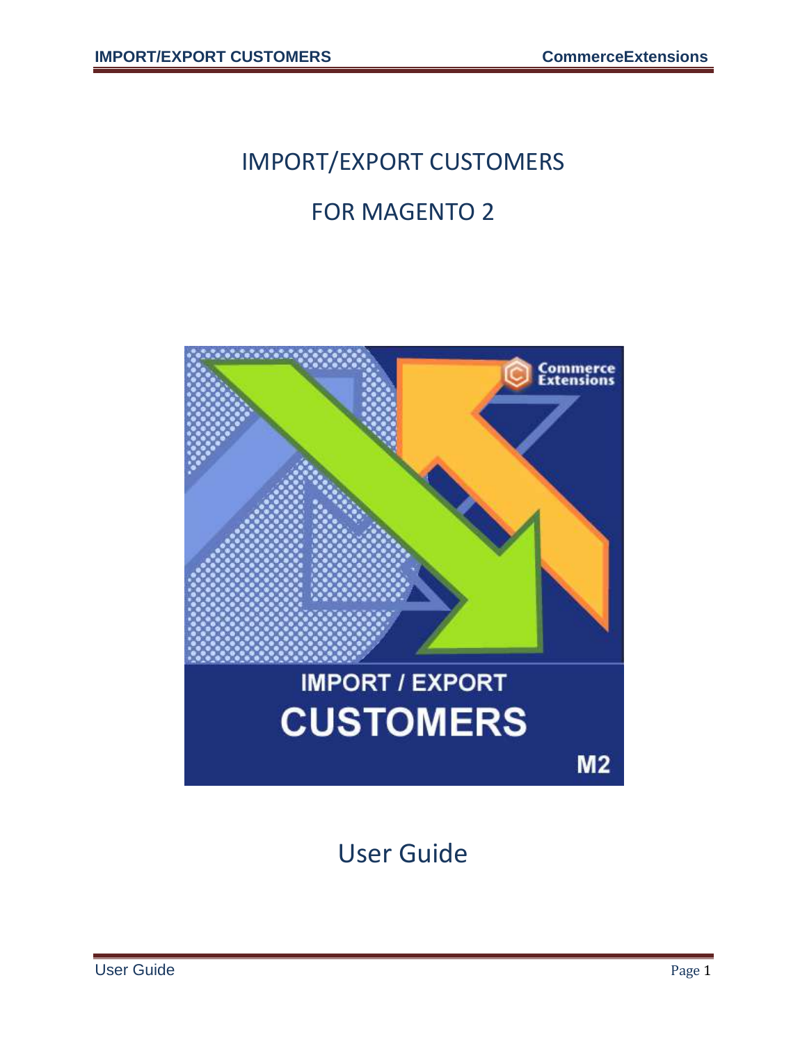# IMPORT/EXPORT CUSTOMERS

# FOR MAGENTO 2

User Guide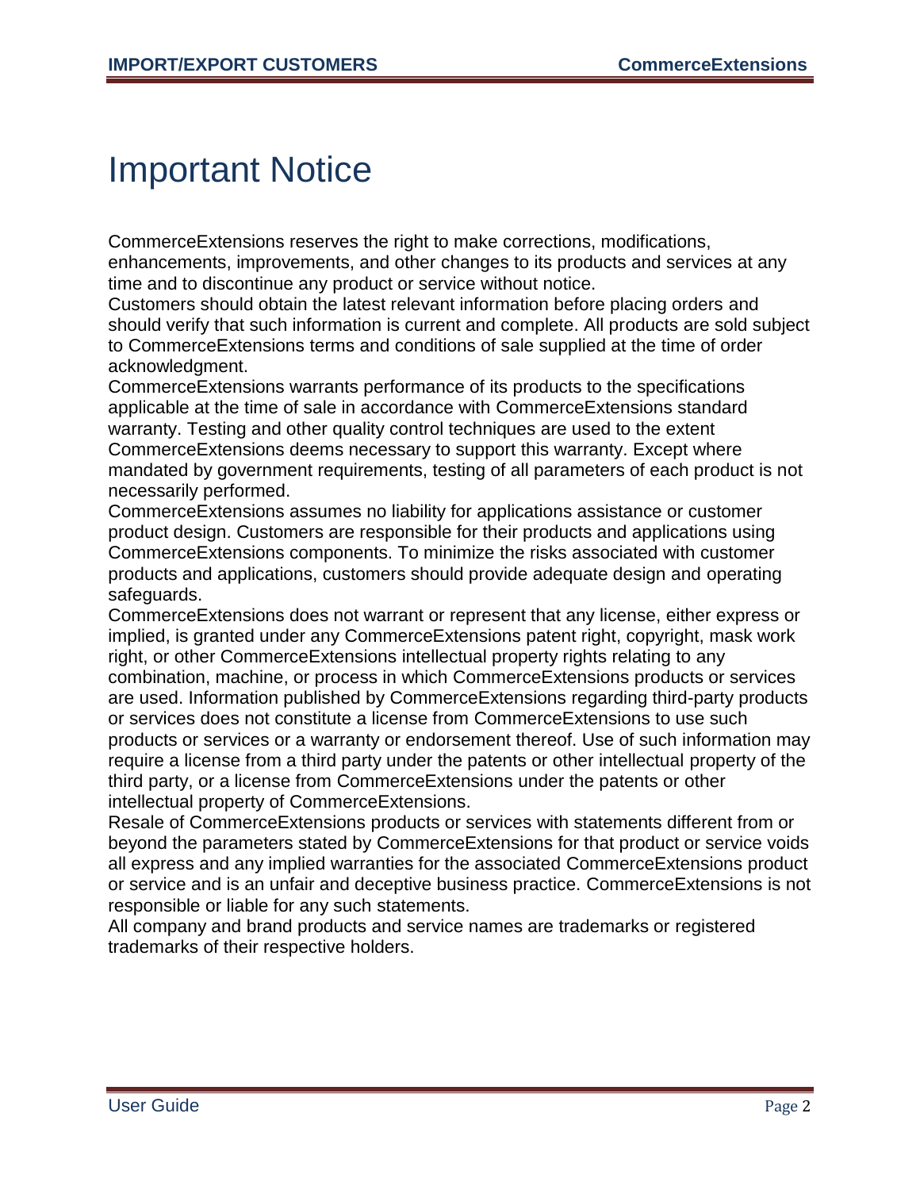# Important Notice

CommerceExtensions reserves the right to make corrections, modifications, enhancements, improvements, and other changes to its products and services at any time and to discontinue any product or service without notice.

Customers should obtain the latest relevant information before placing orders and should verify that such information is current and complete. All products are sold subject to CommerceExtensions terms and conditions of sale supplied at the time of order acknowledgment.

CommerceExtensions warrants performance of its products to the specifications applicable at the time of sale in accordance with CommerceExtensions standard warranty. Testing and other quality control techniques are used to the extent CommerceExtensions deems necessary to support this warranty. Except where mandated by government requirements, testing of all parameters of each product is not necessarily performed.

CommerceExtensions assumes no liability for applications assistance or customer product design. Customers are responsible for their products and applications using CommerceExtensions components. To minimize the risks associated with customer products and applications, customers should provide adequate design and operating safeguards.

CommerceExtensions does not warrant or represent that any license, either express or implied, is granted under any CommerceExtensions patent right, copyright, mask work right, or other CommerceExtensions intellectual property rights relating to any combination, machine, or process in which CommerceExtensions products or services are used. Information published by CommerceExtensions regarding third-party products or services does not constitute a license from CommerceExtensions to use such products or services or a warranty or endorsement thereof. Use of such information may require a license from a third party under the patents or other intellectual property of the third party, or a license from CommerceExtensions under the patents or other intellectual property of CommerceExtensions.

Resale of CommerceExtensions products or services with statements different from or beyond the parameters stated by CommerceExtensions for that product or service voids all express and any implied warranties for the associated CommerceExtensions product or service and is an unfair and deceptive business practice. CommerceExtensions is not responsible or liable for any such statements.

All company and brand products and service names are trademarks or registered trademarks of their respective holders.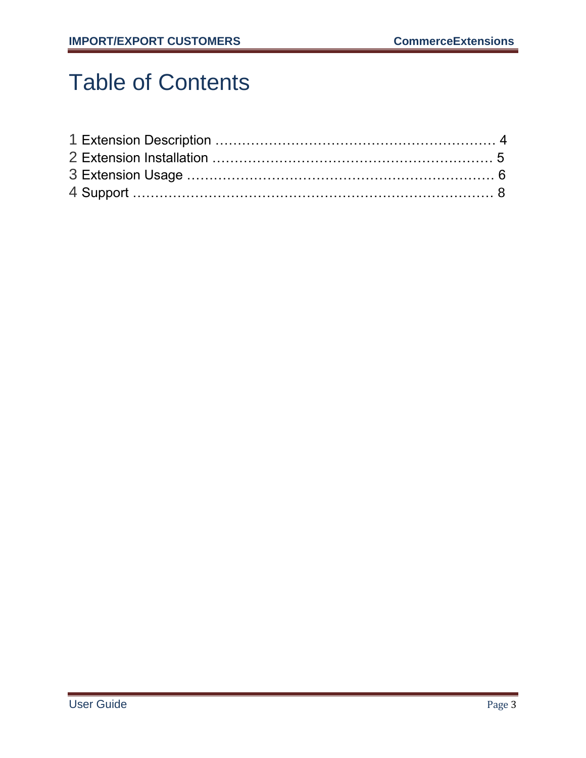# Table of Contents

1 Extension Description …………………………………………………… 4
2 Extension Installation …………………………………………………… 5
3 Extension Usage ………………………………………………………… 6
4 Support ………………………………………………………………… 8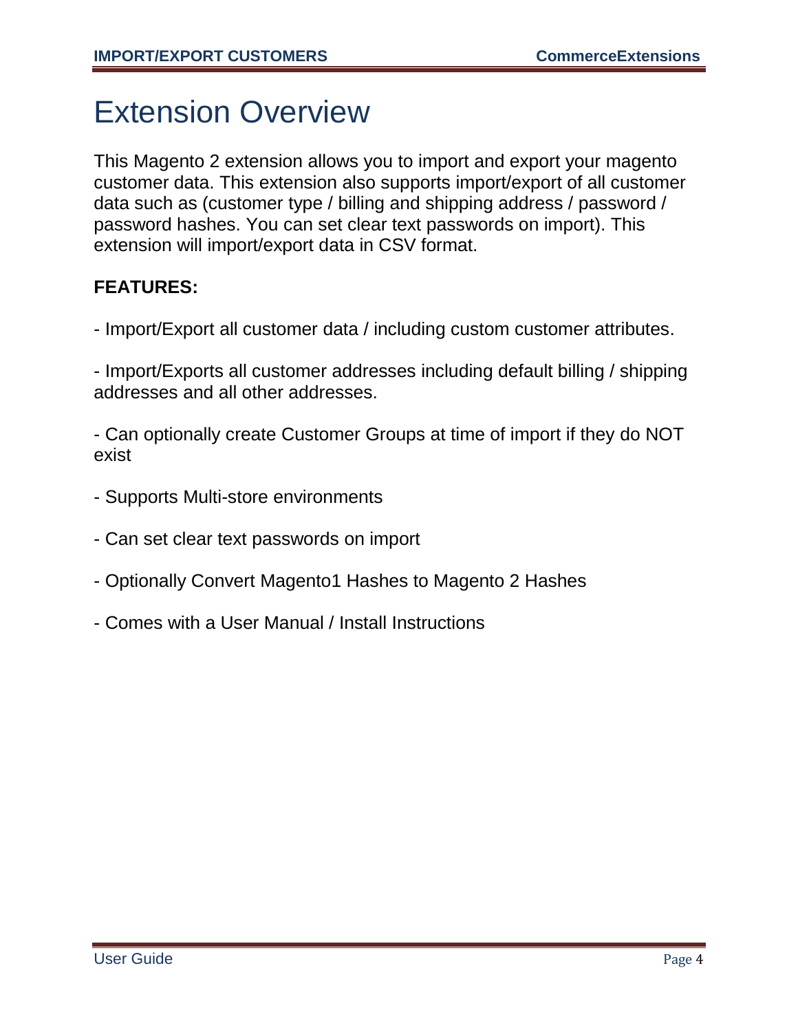# Extension Overview

This Magento 2 extension allows you to import and export your magento customer data. This extension also supports import/export of all customer data such as (customer type / billing and shipping address / password / password hashes. You can set clear text passwords on import). This extension will import/export data in CSV format.

**FEATURES:**

- Import/Export all customer data / including custom customer attributes.

- Import/Exports all customer addresses including default billing / shipping addresses and all other addresses.

- Can optionally create Customer Groups at time of import if they do NOT exist

- Supports Multi-store environments

- Can set clear text passwords on import

- Optionally Convert Magento1 Hashes to Magento 2 Hashes

- Comes with a User Manual / Install Instructions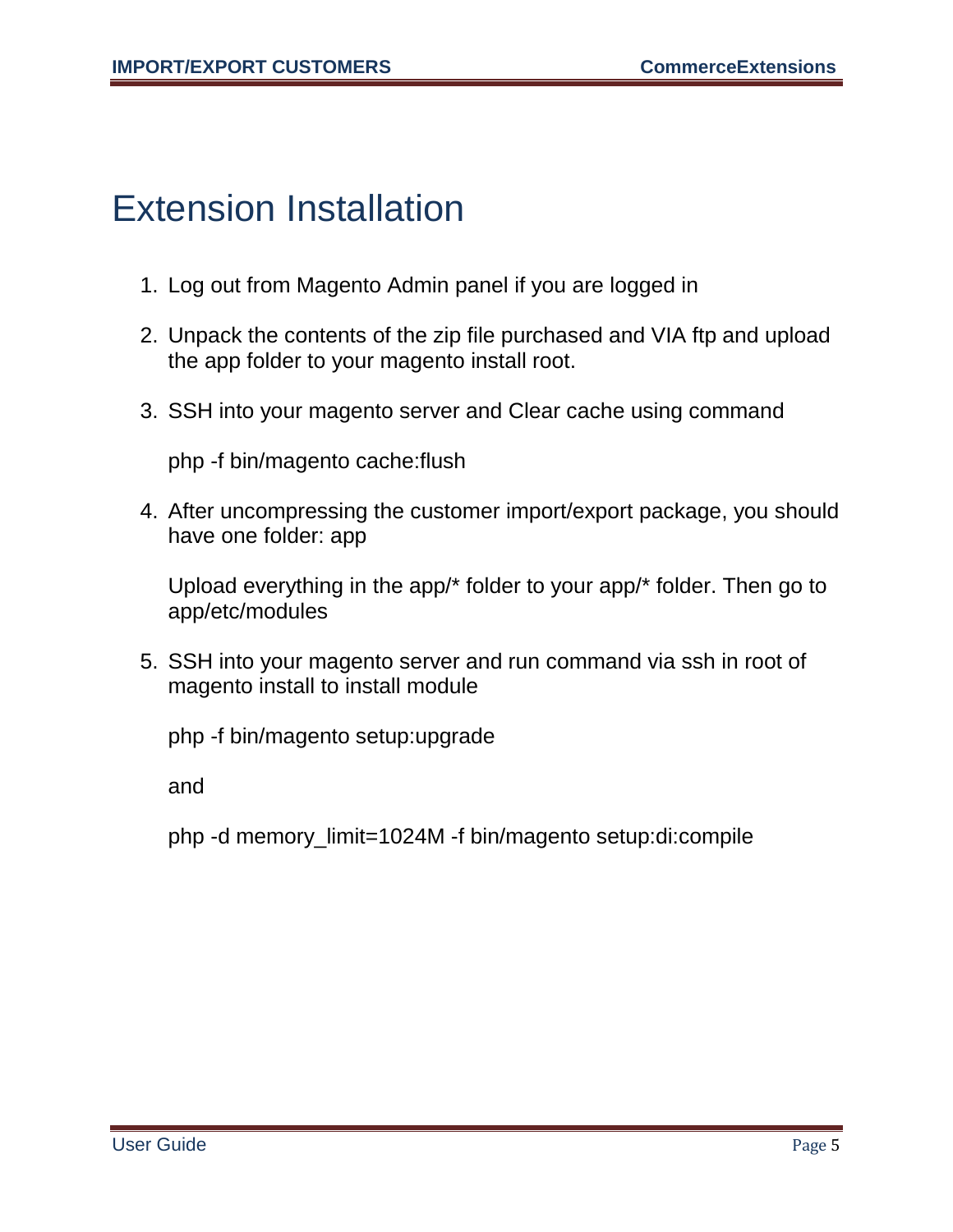# Extension Installation

1. Log out from Magento Admin panel if you are logged in

2. Unpack the contents of the zip file purchased and VIA ftp and upload the app folder to your magento install root.

3. SSH into your magento server and Clear cache using command

   php -f bin/magento cache:flush

4. After uncompressing the customer import/export package, you should have one folder: app

   Upload everything in the app/* folder to your app/* folder. Then go to app/etc/modules

5. SSH into your magento server and run command via ssh in root of magento install to install module

   php -f bin/magento setup:upgrade

   and

   php -d memory_limit=1024M -f bin/magento setup:di:compile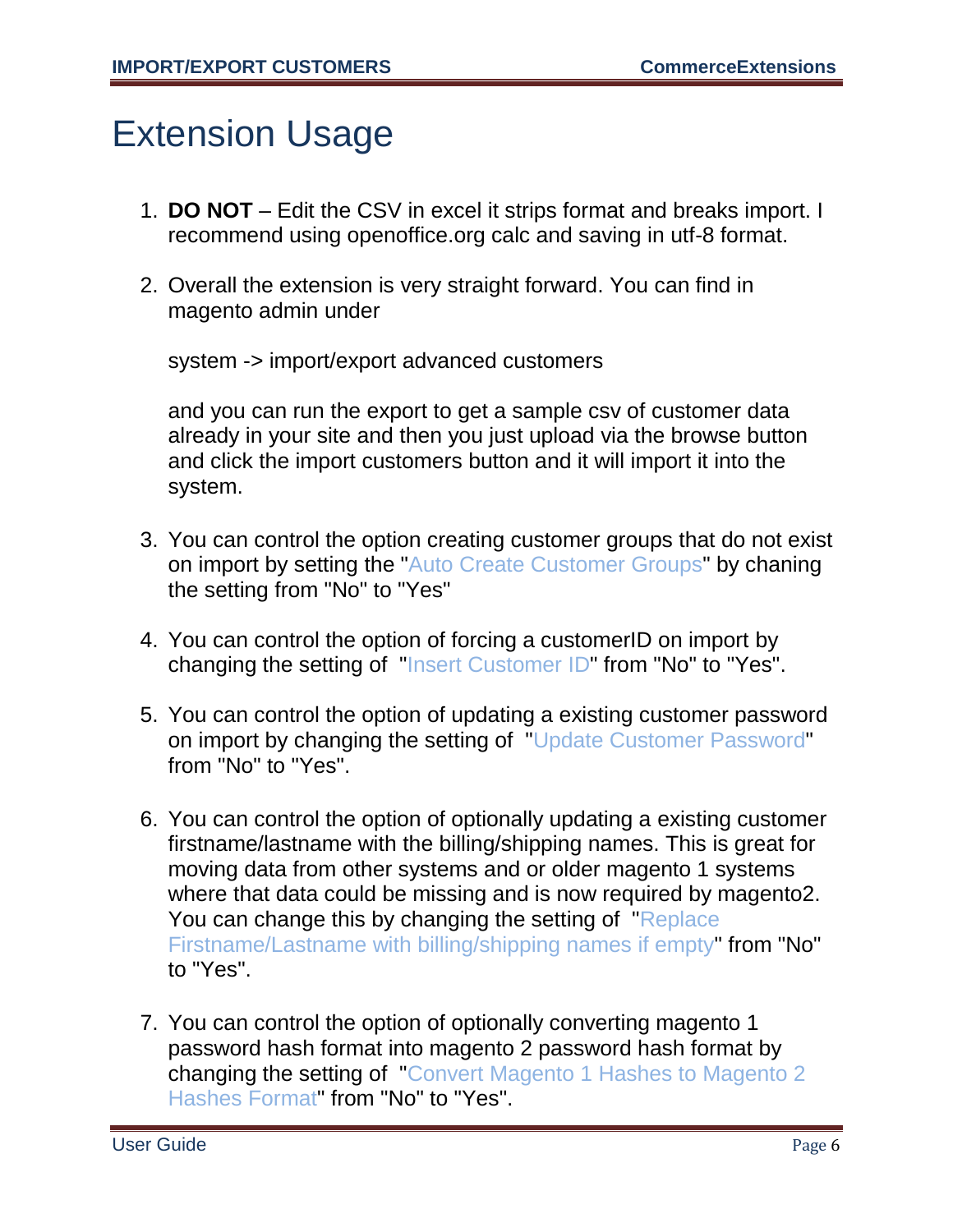# Extension Usage

1. **DO NOT** – Edit the CSV in excel it strips format and breaks import. I recommend using openoffice.org calc and saving in utf-8 format.

2. Overall the extension is very straight forward. You can find in magento admin under

   system -> import/export advanced customers

   and you can run the export to get a sample csv of customer data already in your site and then you just upload via the browse button and click the import customers button and it will import it into the system.

3. You can control the option creating customer groups that do not exist on import by setting the "Auto Create Customer Groups" by chaning the setting from "No" to "Yes"

4. You can control the option of forcing a customerID on import by changing the setting of "Insert Customer ID" from "No" to "Yes".

5. You can control the option of updating a existing customer password on import by changing the setting of "Update Customer Password" from "No" to "Yes".

6. You can control the option of optionally updating a existing customer firstname/lastname with the billing/shipping names. This is great for moving data from other systems and or older magento 1 systems where that data could be missing and is now required by magento2. You can change this by changing the setting of "Replace Firstname/Lastname with billing/shipping names if empty" from "No" to "Yes".

7. You can control the option of optionally converting magento 1 password hash format into magento 2 password hash format by changing the setting of "Convert Magento 1 Hashes to Magento 2 Hashes Format" from "No" to "Yes".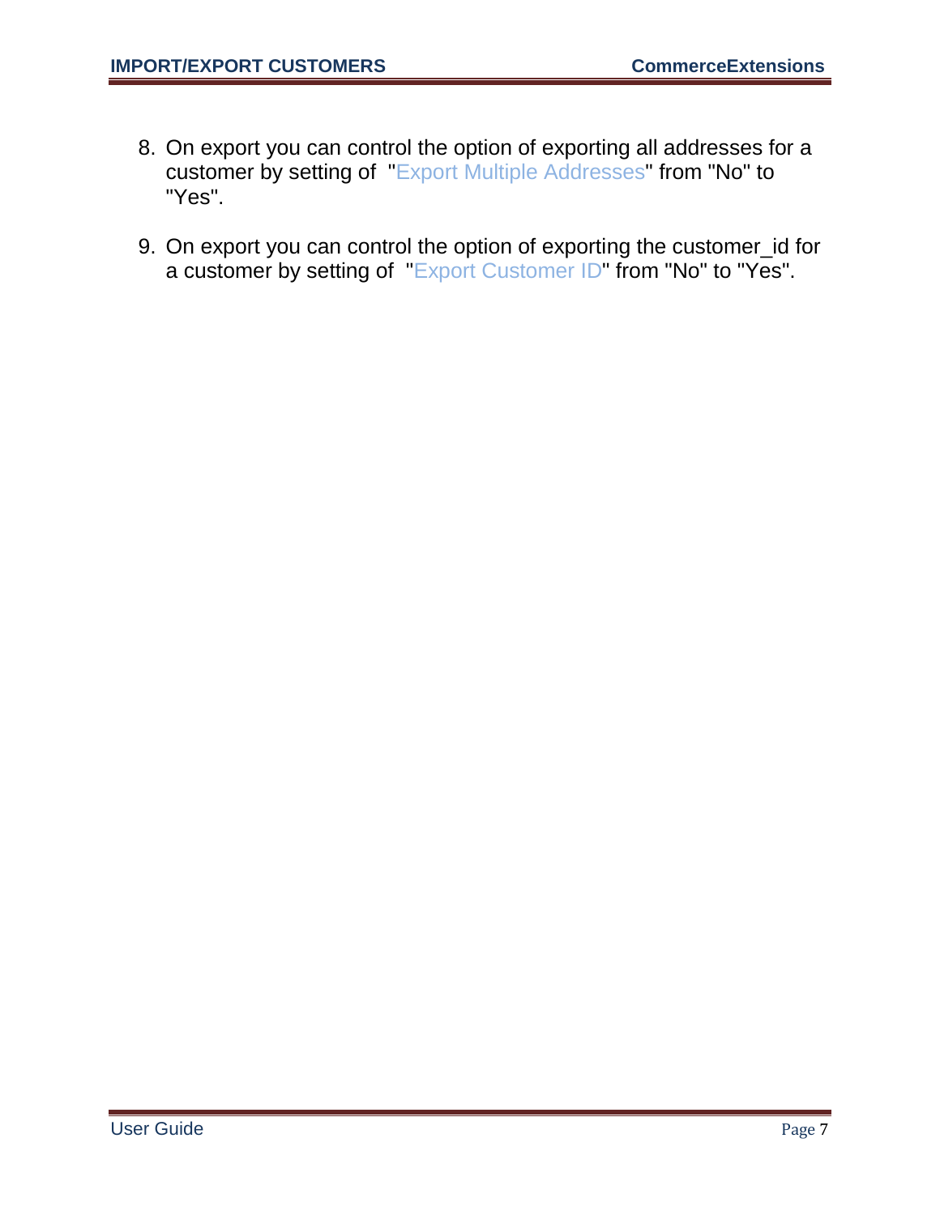8. On export you can control the option of exporting all addresses for a customer by setting of  "Export Multiple Addresses" from "No" to "Yes".

9. On export you can control the option of exporting the customer_id for a customer by setting of  "Export Customer ID" from "No" to "Yes".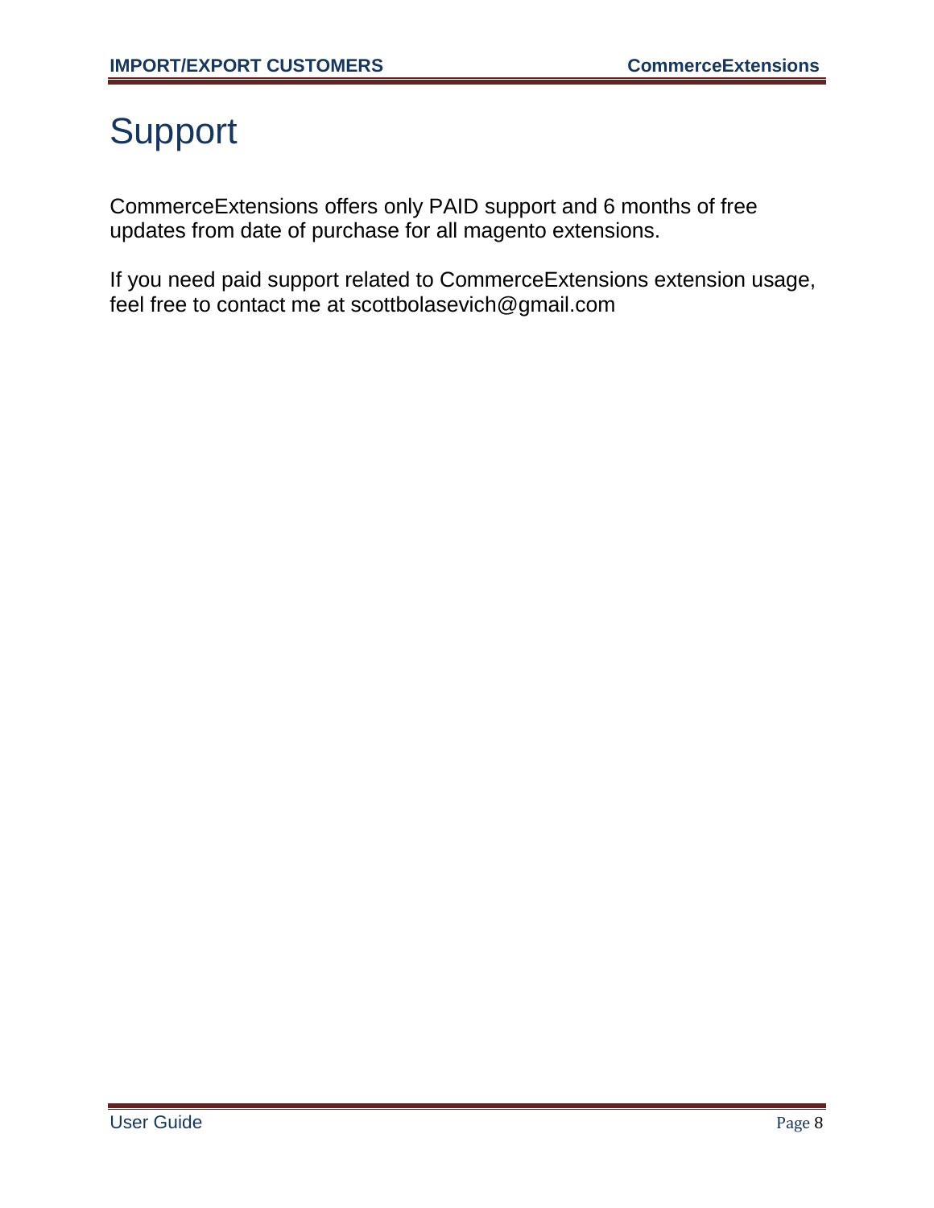# Support

CommerceExtensions offers only PAID support and 6 months of free updates from date of purchase for all magento extensions.

If you need paid support related to CommerceExtensions extension usage, feel free to contact me at scottbolasevich@gmail.com